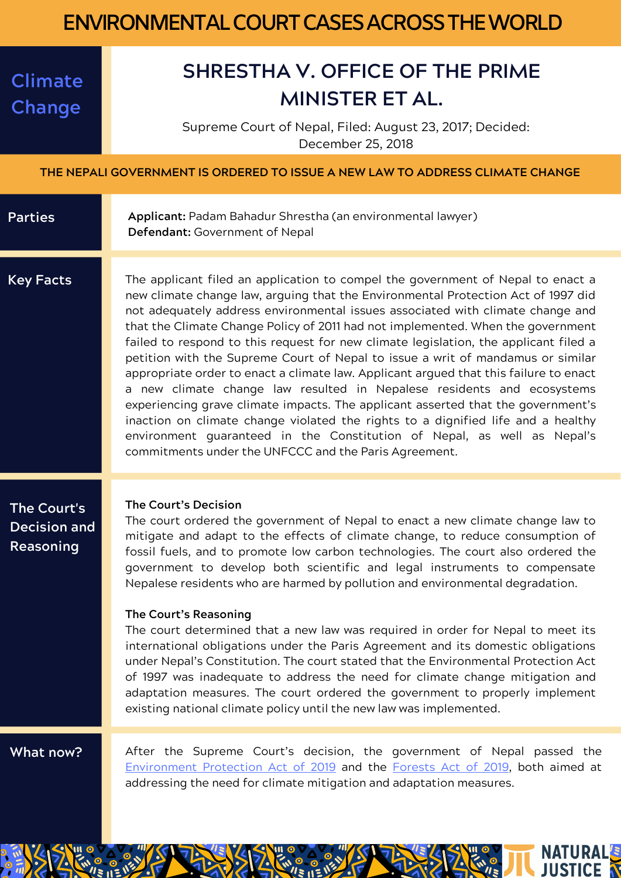# ENVIRONMENTAL COURT CASES ACROSS THE WORLD

**Climate Change**

## SHRESTHA V. OFFICE OF THE PRIME MINISTER ET AL.

Supreme Court of Nepal, Filed: August 23, 2017; Decided: December 25, 2018

### THE NEPALI GOVERNMENT IS ORDERED TO ISSUE A NEW LAW TO ADDRESS CLIMATE CHANGE

## Parties

**Applicant:** Padam Bahadur Shrestha (an environmental lawyer)
**Defendant:** Government of Nepal

## Key Facts

The applicant filed an application to compel the government of Nepal to enact a new climate change law, arguing that the Environmental Protection Act of 1997 did not adequately address environmental issues associated with climate change and that the Climate Change Policy of 2011 had not implemented. When the government failed to respond to this request for new climate legislation, the applicant filed a petition with the Supreme Court of Nepal to issue a writ of mandamus or similar appropriate order to enact a climate law. Applicant argued that this failure to enact a new climate change law resulted in Nepalese residents and ecosystems experiencing grave climate impacts. The applicant asserted that the government's inaction on climate change violated the rights to a dignified life and a healthy environment guaranteed in the Constitution of Nepal, as well as Nepal's commitments under the UNFCCC and the Paris Agreement.

## The Court's Decision and Reasoning

**The Court's Decision**

The court ordered the government of Nepal to enact a new climate change law to mitigate and adapt to the effects of climate change, to reduce consumption of fossil fuels, and to promote low carbon technologies. The court also ordered the government to develop both scientific and legal instruments to compensate Nepalese residents who are harmed by pollution and environmental degradation.

**The Court's Reasoning**

The court determined that a new law was required in order for Nepal to meet its international obligations under the Paris Agreement and its domestic obligations under Nepal's Constitution. The court stated that the Environmental Protection Act of 1997 was inadequate to address the need for climate change mitigation and adaptation measures. The court ordered the government to properly implement existing national climate policy until the new law was implemented.

## What now?

After the Supreme Court's decision, the government of Nepal passed the Environment Protection Act of 2019 and the Forests Act of 2019, both aimed at addressing the need for climate mitigation and adaptation measures.

NATURAL JUSTICE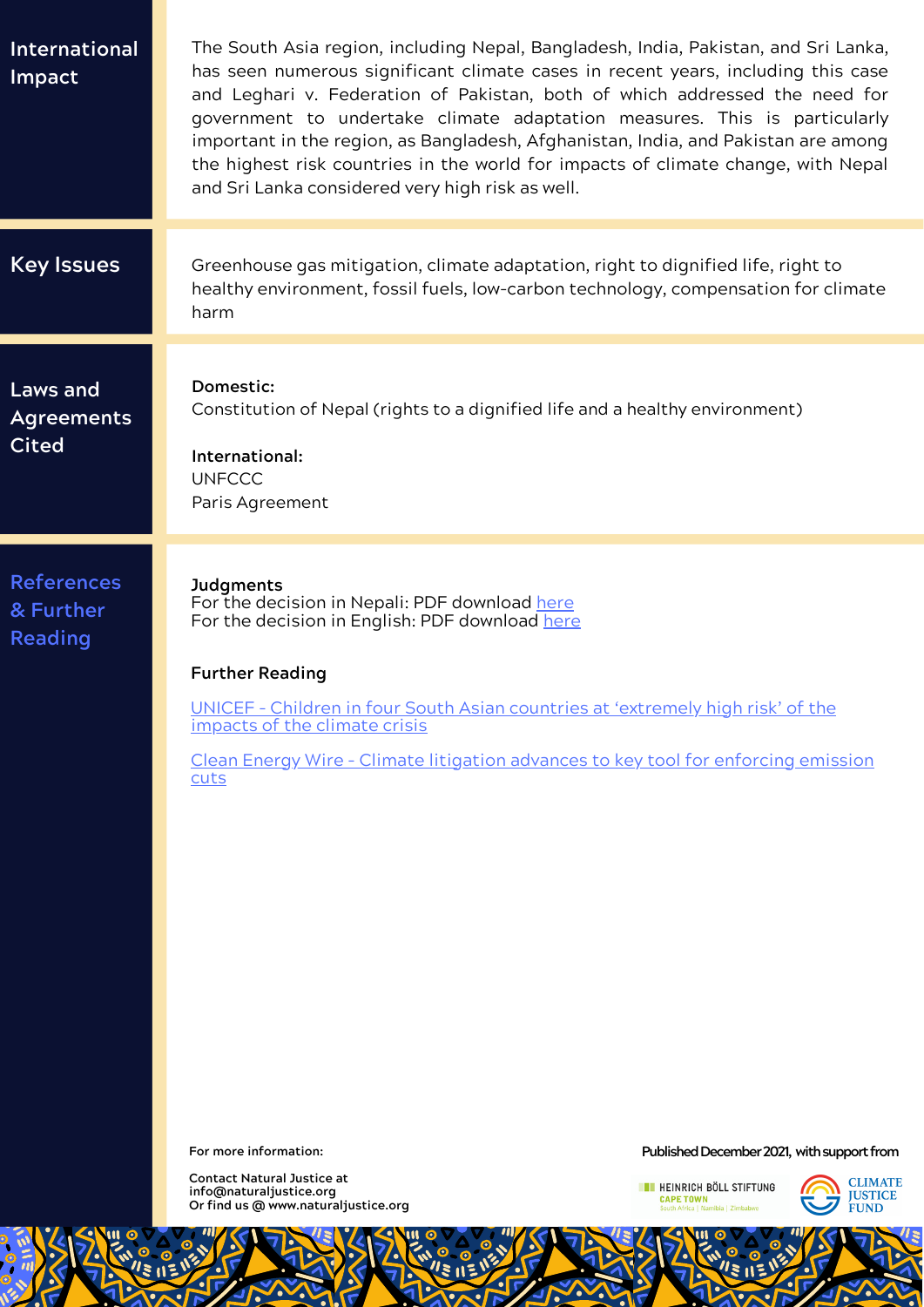## International Impact

The South Asia region, including Nepal, Bangladesh, India, Pakistan, and Sri Lanka, has seen numerous significant climate cases in recent years, including this case and Leghari v. Federation of Pakistan, both of which addressed the need for government to undertake climate adaptation measures. This is particularly important in the region, as Bangladesh, Afghanistan, India, and Pakistan are among the highest risk countries in the world for impacts of climate change, with Nepal and Sri Lanka considered very high risk as well.

## Key Issues

Greenhouse gas mitigation, climate adaptation, right to dignified life, right to healthy environment, fossil fuels, low-carbon technology, compensation for climate harm

## Laws and Agreements Cited

**Domestic:**
Constitution of Nepal (rights to a dignified life and a healthy environment)

**International:**
UNFCCC
Paris Agreement

## References & Further Reading

**Judgments**
For the decision in Nepali: PDF download here
For the decision in English: PDF download here

**Further Reading**

UNICEF - Children in four South Asian countries at 'extremely high risk' of the impacts of the climate crisis

Clean Energy Wire - Climate litigation advances to key tool for enforcing emission cuts

For more information:

Contact Natural Justice at
info@naturaljustice.org
Or find us @ www.naturaljustice.org

Published December 2021, with support from

HEINRICH BÖLL STIFTUNG CAPE TOWN South Africa | Namibia | Zimbabwe

CLIMATE JUSTICE FUND